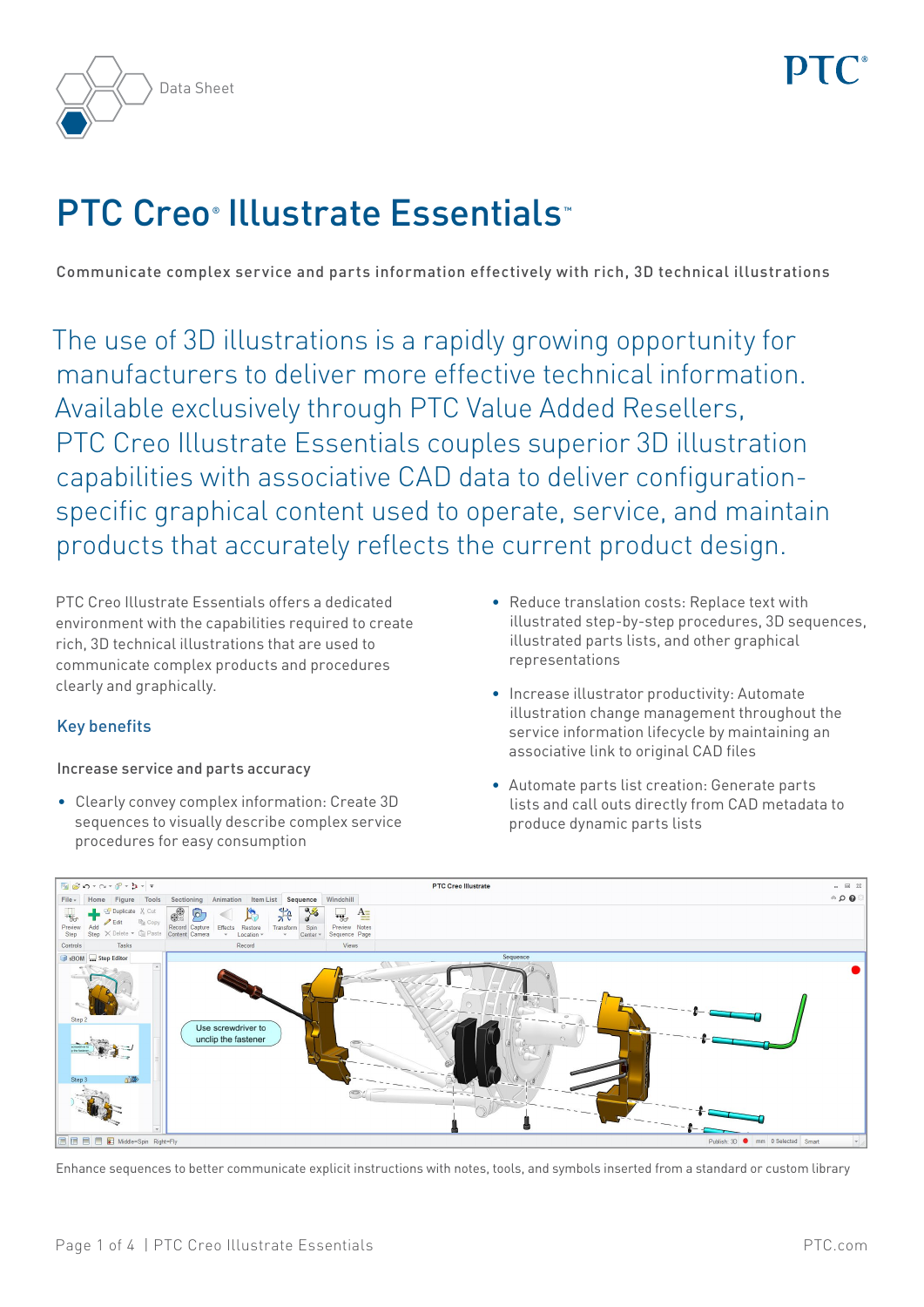Data Sheet

# PTC Creo® Illustrate Essentials™

Communicate complex service and parts information effectively with rich, 3D technical illustrations

The use of 3D illustrations is a rapidly growing opportunity for manufacturers to deliver more effective technical information. Available exclusively through PTC Value Added Resellers, PTC Creo Illustrate Essentials couples superior 3D illustration capabilities with associative CAD data to deliver configuration-specific graphical content used to operate, service, and maintain products that accurately reflects the current product design.

PTC Creo Illustrate Essentials offers a dedicated environment with the capabilities required to create rich, 3D technical illustrations that are used to communicate complex products and procedures clearly and graphically.

## Key benefits

### Increase service and parts accuracy

- Clearly convey complex information: Create 3D sequences to visually describe complex service procedures for easy consumption
- Reduce translation costs: Replace text with illustrated step-by-step procedures, 3D sequences, illustrated parts lists, and other graphical representations
- Increase illustrator productivity: Automate illustration change management throughout the service information lifecycle by maintaining an associative link to original CAD files
- Automate parts list creation: Generate parts lists and call outs directly from CAD metadata to produce dynamic parts lists

Enhance sequences to better communicate explicit instructions with notes, tools, and symbols inserted from a standard or custom library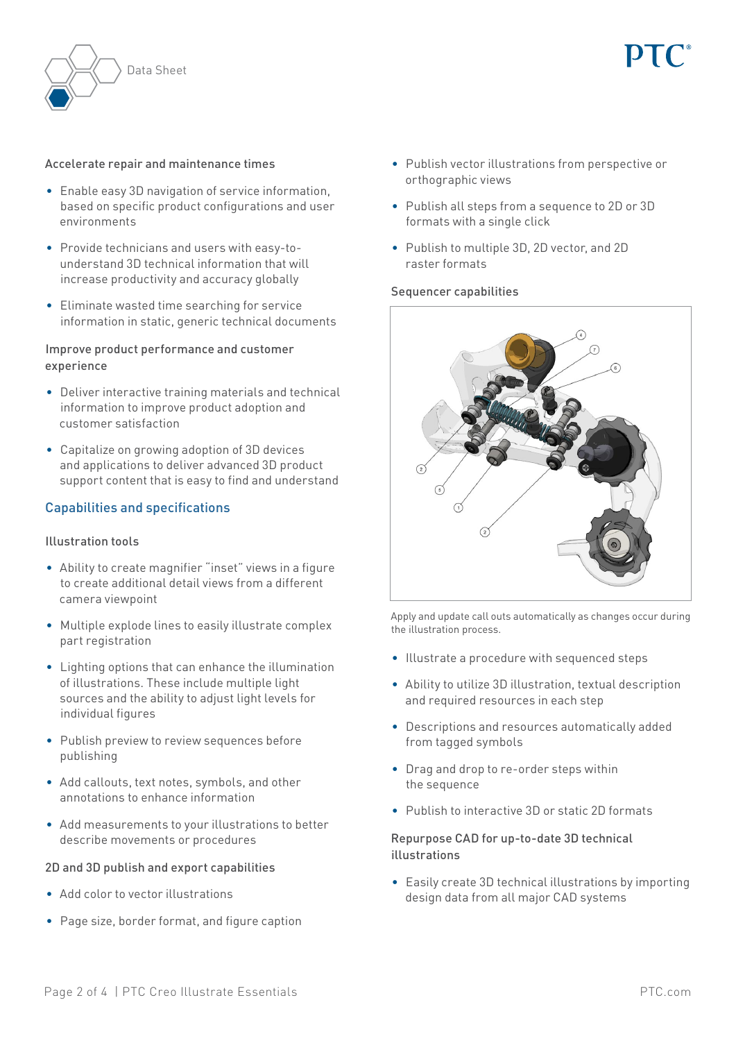### Accelerate repair and maintenance times

- Enable easy 3D navigation of service information, based on specific product configurations and user environments
- Provide technicians and users with easy-to-understand 3D technical information that will increase productivity and accuracy globally
- Eliminate wasted time searching for service information in static, generic technical documents

### Improve product performance and customer experience

- Deliver interactive training materials and technical information to improve product adoption and customer satisfaction
- Capitalize on growing adoption of 3D devices and applications to deliver advanced 3D product support content that is easy to find and understand

## Capabilities and specifications

### Illustration tools

- Ability to create magnifier "inset" views in a figure to create additional detail views from a different camera viewpoint
- Multiple explode lines to easily illustrate complex part registration
- Lighting options that can enhance the illumination of illustrations. These include multiple light sources and the ability to adjust light levels for individual figures
- Publish preview to review sequences before publishing
- Add callouts, text notes, symbols, and other annotations to enhance information
- Add measurements to your illustrations to better describe movements or procedures

### 2D and 3D publish and export capabilities

- Add color to vector illustrations
- Page size, border format, and figure caption
- Publish vector illustrations from perspective or orthographic views
- Publish all steps from a sequence to 2D or 3D formats with a single click
- Publish to multiple 3D, 2D vector, and 2D raster formats

### Sequencer capabilities

Apply and update call outs automatically as changes occur during the illustration process.

- Illustrate a procedure with sequenced steps
- Ability to utilize 3D illustration, textual description and required resources in each step
- Descriptions and resources automatically added from tagged symbols
- Drag and drop to re-order steps within the sequence
- Publish to interactive 3D or static 2D formats

### Repurpose CAD for up-to-date 3D technical illustrations

- Easily create 3D technical illustrations by importing design data from all major CAD systems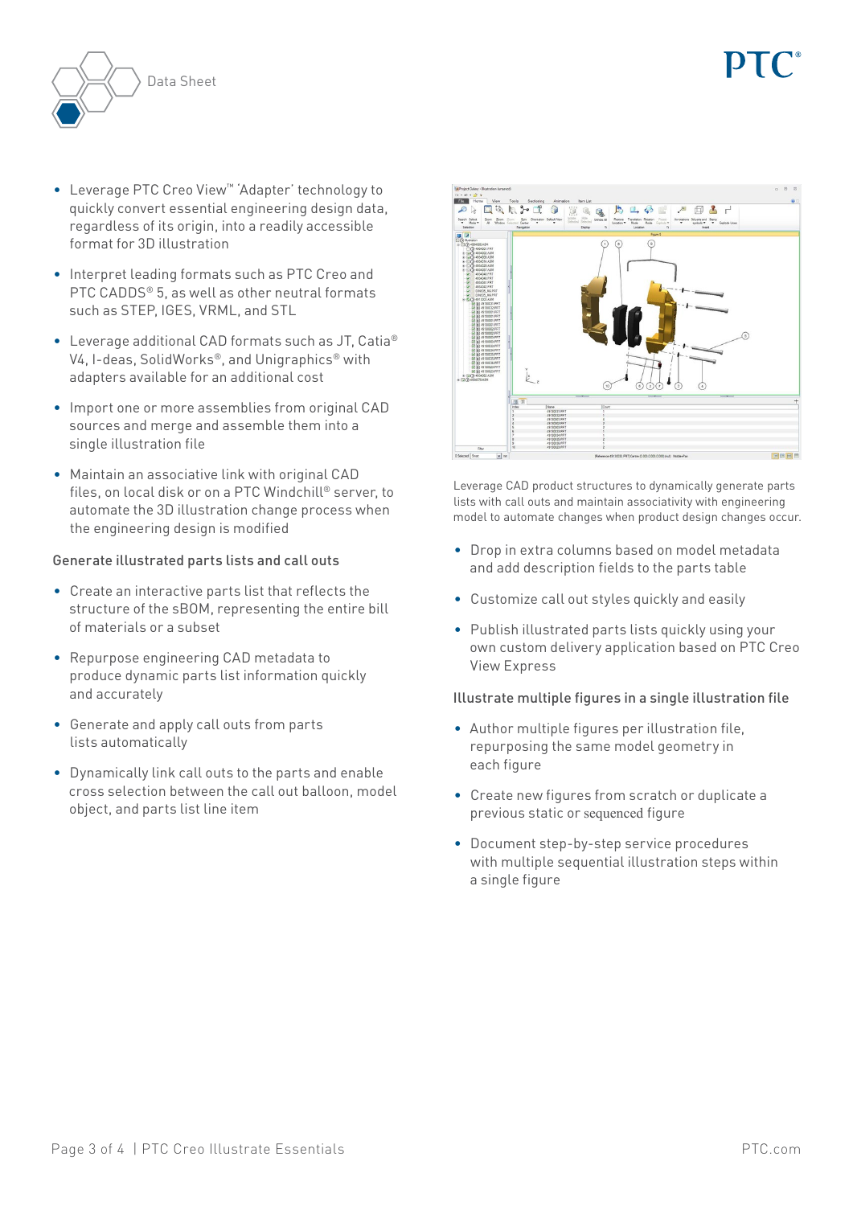- Leverage PTC Creo View™ 'Adapter' technology to quickly convert essential engineering design data, regardless of its origin, into a readily accessible format for 3D illustration
- Interpret leading formats such as PTC Creo and PTC CADDS® 5, as well as other neutral formats such as STEP, IGES, VRML, and STL
- Leverage additional CAD formats such as JT, Catia® V4, I-deas, SolidWorks®, and Unigraphics® with adapters available for an additional cost
- Import one or more assemblies from original CAD sources and merge and assemble them into a single illustration file
- Maintain an associative link with original CAD files, on local disk or on a PTC Windchill® server, to automate the 3D illustration change process when the engineering design is modified

### Generate illustrated parts lists and call outs

- Create an interactive parts list that reflects the structure of the sBOM, representing the entire bill of materials or a subset
- Repurpose engineering CAD metadata to produce dynamic parts list information quickly and accurately
- Generate and apply call outs from parts lists automatically
- Dynamically link call outs to the parts and enable cross selection between the call out balloon, model object, and parts list line item

Leverage CAD product structures to dynamically generate parts lists with call outs and maintain associativity with engineering model to automate changes when product design changes occur.

- Drop in extra columns based on model metadata and add description fields to the parts table
- Customize call out styles quickly and easily
- Publish illustrated parts lists quickly using your own custom delivery application based on PTC Creo View Express

### Illustrate multiple figures in a single illustration file

- Author multiple figures per illustration file, repurposing the same model geometry in each figure
- Create new figures from scratch or duplicate a previous static or sequenced figure
- Document step-by-step service procedures with multiple sequential illustration steps within a single figure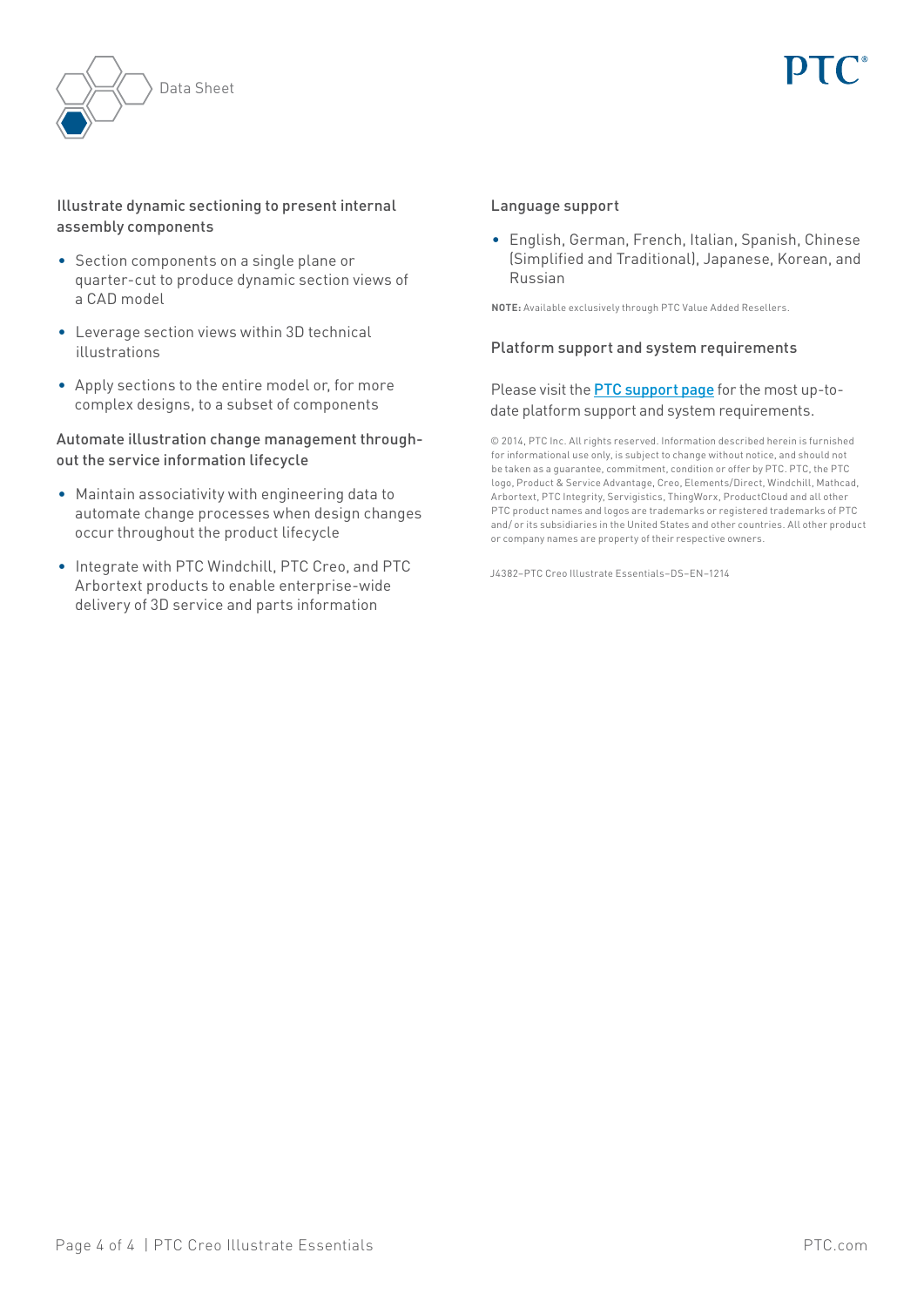### Illustrate dynamic sectioning to present internal assembly components

- Section components on a single plane or quarter-cut to produce dynamic section views of a CAD model
- Leverage section views within 3D technical illustrations
- Apply sections to the entire model or, for more complex designs, to a subset of components

### Automate illustration change management throughout the service information lifecycle

- Maintain associativity with engineering data to automate change processes when design changes occur throughout the product lifecycle
- Integrate with PTC Windchill, PTC Creo, and PTC Arbortext products to enable enterprise-wide delivery of 3D service and parts information

### Language support

- English, German, French, Italian, Spanish, Chinese (Simplified and Traditional), Japanese, Korean, and Russian

**NOTE:** Available exclusively through PTC Value Added Resellers.

### Platform support and system requirements

Please visit the PTC support page for the most up-to-date platform support and system requirements.

© 2014, PTC Inc. All rights reserved. Information described herein is furnished for informational use only, is subject to change without notice, and should not be taken as a guarantee, commitment, condition or offer by PTC. PTC, the PTC logo, Product & Service Advantage, Creo, Elements/Direct, Windchill, Mathcad, Arbortext, PTC Integrity, Servigistics, ThingWorx, ProductCloud and all other PTC product names and logos are trademarks or registered trademarks of PTC and/or its subsidiaries in the United States and other countries. All other product or company names are property of their respective owners.

J4382–PTC Creo Illustrate Essentials–DS–EN–1214